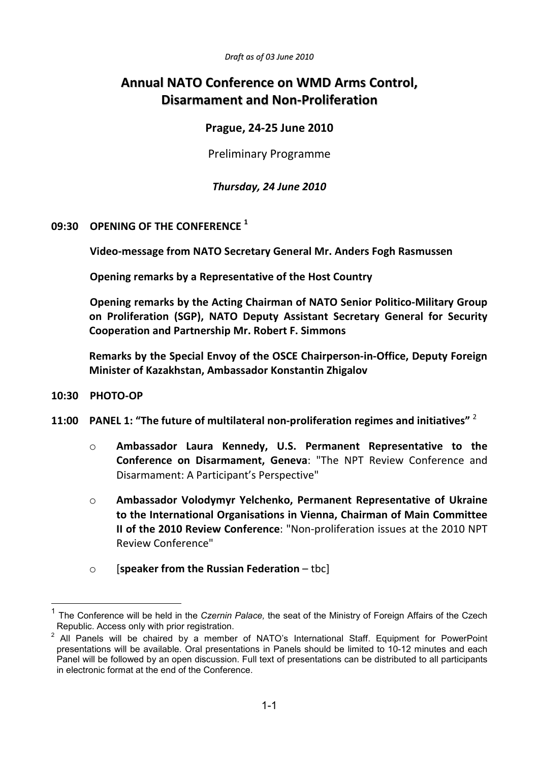*Draft as of 03 June 2010*

# Annual NATO Conference on WMD Arms Control, Disarmament and Non-Proliferation

## Prague, 24-25 June 2010

Preliminary Programme

***Thursday, 24 June 2010***

**09:30 OPENING OF THE CONFERENCE** [1]

**Video-message from NATO Secretary General Mr. Anders Fogh Rasmussen**

**Opening remarks by a Representative of the Host Country**

**Opening remarks by the Acting Chairman of NATO Senior Politico-Military Group on Proliferation (SGP), NATO Deputy Assistant Secretary General for Security Cooperation and Partnership Mr. Robert F. Simmons**

**Remarks by the Special Envoy of the OSCE Chairperson-in-Office, Deputy Foreign Minister of Kazakhstan, Ambassador Konstantin Zhigalov**

**10:30 PHOTO-OP**

**11:00 PANEL 1: "The future of multilateral non-proliferation regimes and initiatives"** [2]

- **Ambassador Laura Kennedy, U.S. Permanent Representative to the Conference on Disarmament, Geneva**: "The NPT Review Conference and Disarmament: A Participant's Perspective"
- **Ambassador Volodymyr Yelchenko, Permanent Representative of Ukraine to the International Organisations in Vienna, Chairman of Main Committee II of the 2010 Review Conference**: "Non-proliferation issues at the 2010 NPT Review Conference"
- [**speaker from the Russian Federation** – tbc]

---

[1] The Conference will be held in the *Czernin Palace,* the seat of the Ministry of Foreign Affairs of the Czech Republic. Access only with prior registration.

[2] All Panels will be chaired by a member of NATO's International Staff. Equipment for PowerPoint presentations will be available. Oral presentations in Panels should be limited to 10-12 minutes and each Panel will be followed by an open discussion. Full text of presentations can be distributed to all participants in electronic format at the end of the Conference.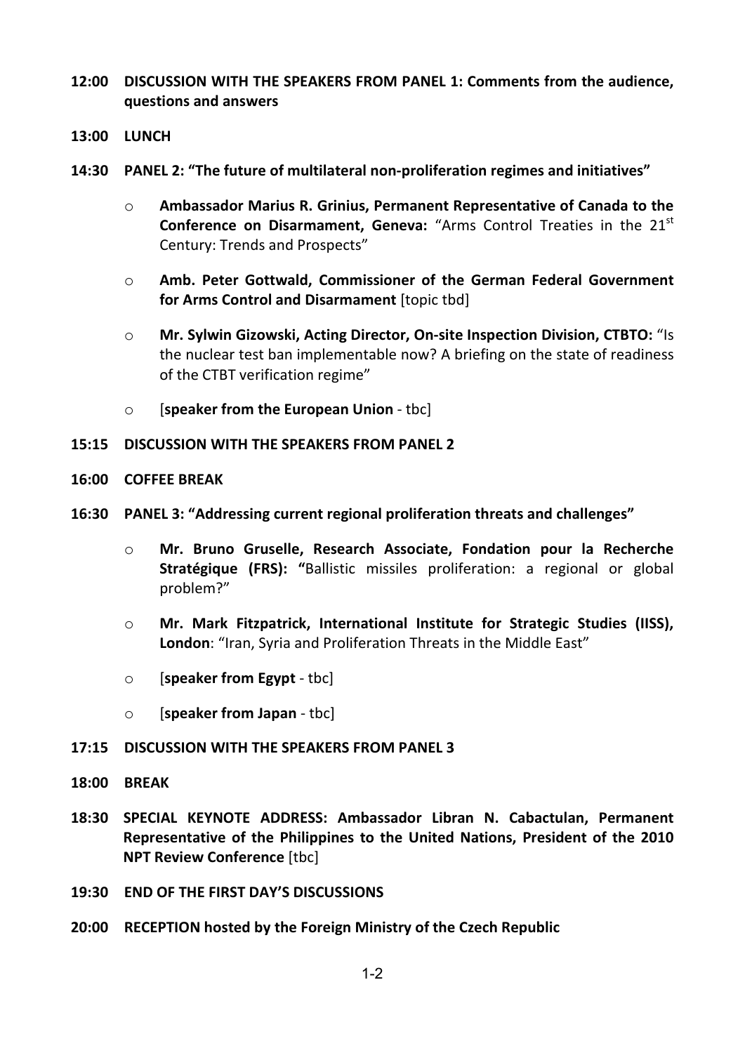**12:00 DISCUSSION WITH THE SPEAKERS FROM PANEL 1: Comments from the audience, questions and answers**

**13:00 LUNCH**

**14:30 PANEL 2: "The future of multilateral non-proliferation regimes and initiatives"**

- **Ambassador Marius R. Grinius, Permanent Representative of Canada to the Conference on Disarmament, Geneva:** "Arms Control Treaties in the 21st Century: Trends and Prospects"
- **Amb. Peter Gottwald, Commissioner of the German Federal Government for Arms Control and Disarmament** [topic tbd]
- **Mr. Sylwin Gizowski, Acting Director, On-site Inspection Division, CTBTO:** "Is the nuclear test ban implementable now? A briefing on the state of readiness of the CTBT verification regime"
- [**speaker from the European Union** - tbc]

**15:15 DISCUSSION WITH THE SPEAKERS FROM PANEL 2**

**16:00 COFFEE BREAK**

**16:30 PANEL 3: "Addressing current regional proliferation threats and challenges"**

- **Mr. Bruno Gruselle, Research Associate, Fondation pour la Recherche Stratégique (FRS): "**Ballistic missiles proliferation: a regional or global problem?"
- **Mr. Mark Fitzpatrick, International Institute for Strategic Studies (IISS), London**: "Iran, Syria and Proliferation Threats in the Middle East"
- [**speaker from Egypt** - tbc]
- [**speaker from Japan** - tbc]

**17:15 DISCUSSION WITH THE SPEAKERS FROM PANEL 3**

**18:00 BREAK**

**18:30 SPECIAL KEYNOTE ADDRESS: Ambassador Libran N. Cabactulan, Permanent Representative of the Philippines to the United Nations, President of the 2010 NPT Review Conference** [tbc]

**19:30 END OF THE FIRST DAY'S DISCUSSIONS**

**20:00 RECEPTION hosted by the Foreign Ministry of the Czech Republic**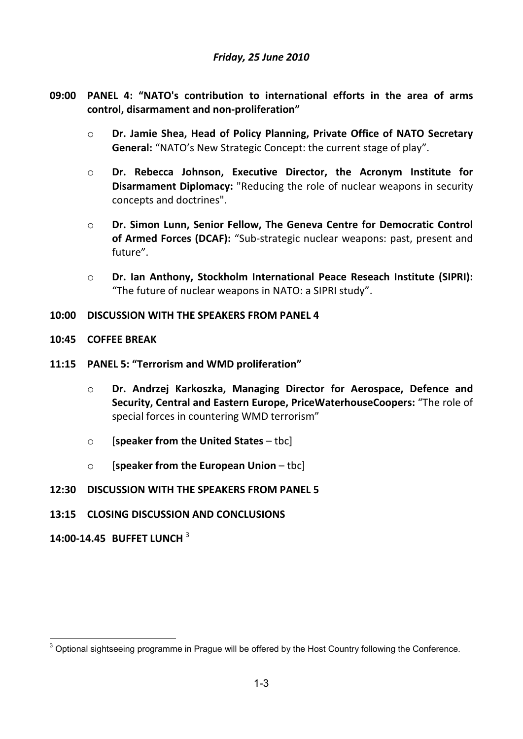***Friday, 25 June 2010***

**09:00 PANEL 4: "NATO's contribution to international efforts in the area of arms control, disarmament and non-proliferation"**

- **Dr. Jamie Shea, Head of Policy Planning, Private Office of NATO Secretary General:** "NATO's New Strategic Concept: the current stage of play".
- **Dr. Rebecca Johnson, Executive Director, the Acronym Institute for Disarmament Diplomacy:** "Reducing the role of nuclear weapons in security concepts and doctrines".
- **Dr. Simon Lunn, Senior Fellow, The Geneva Centre for Democratic Control of Armed Forces (DCAF):** "Sub-strategic nuclear weapons: past, present and future".
- **Dr. Ian Anthony, Stockholm International Peace Reseach Institute (SIPRI):** "The future of nuclear weapons in NATO: a SIPRI study".

**10:00 DISCUSSION WITH THE SPEAKERS FROM PANEL 4**

**10:45 COFFEE BREAK**

**11:15 PANEL 5: "Terrorism and WMD proliferation"**

- **Dr. Andrzej Karkoszka, Managing Director for Aerospace, Defence and Security, Central and Eastern Europe, PriceWaterhouseCoopers:** "The role of special forces in countering WMD terrorism"
- [**speaker from the United States** – tbc]
- [**speaker from the European Union** – tbc]

**12:30 DISCUSSION WITH THE SPEAKERS FROM PANEL 5**

**13:15 CLOSING DISCUSSION AND CONCLUSIONS**

**14:00-14.45 BUFFET LUNCH** [3]

[3] Optional sightseeing programme in Prague will be offered by the Host Country following the Conference.